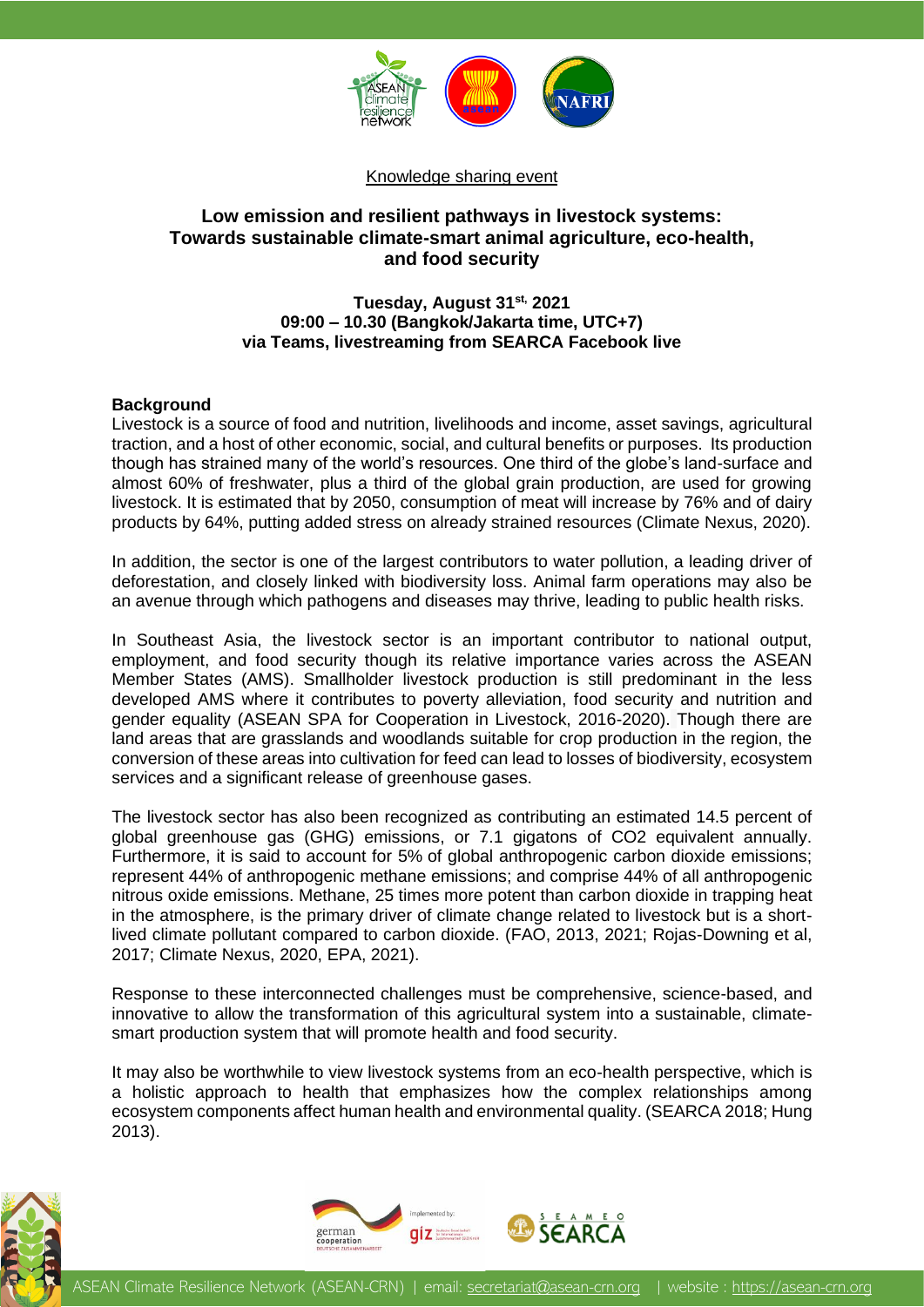Knowledge sharing event

# Low emission and resilient pathways in livestock systems: Towards sustainable climate-smart animal agriculture, eco-health, and food security

**Tuesday, August 31st, 2021**
**09:00 – 10.30 (Bangkok/Jakarta time, UTC+7)**
**via Teams, livestreaming from SEARCA Facebook live**

## Background

Livestock is a source of food and nutrition, livelihoods and income, asset savings, agricultural traction, and a host of other economic, social, and cultural benefits or purposes. Its production though has strained many of the world's resources. One third of the globe's land-surface and almost 60% of freshwater, plus a third of the global grain production, are used for growing livestock. It is estimated that by 2050, consumption of meat will increase by 76% and of dairy products by 64%, putting added stress on already strained resources (Climate Nexus, 2020).

In addition, the sector is one of the largest contributors to water pollution, a leading driver of deforestation, and closely linked with biodiversity loss. Animal farm operations may also be an avenue through which pathogens and diseases may thrive, leading to public health risks.

In Southeast Asia, the livestock sector is an important contributor to national output, employment, and food security though its relative importance varies across the ASEAN Member States (AMS). Smallholder livestock production is still predominant in the less developed AMS where it contributes to poverty alleviation, food security and nutrition and gender equality (ASEAN SPA for Cooperation in Livestock, 2016-2020). Though there are land areas that are grasslands and woodlands suitable for crop production in the region, the conversion of these areas into cultivation for feed can lead to losses of biodiversity, ecosystem services and a significant release of greenhouse gases.

The livestock sector has also been recognized as contributing an estimated 14.5 percent of global greenhouse gas (GHG) emissions, or 7.1 gigatons of CO2 equivalent annually. Furthermore, it is said to account for 5% of global anthropogenic carbon dioxide emissions; represent 44% of anthropogenic methane emissions; and comprise 44% of all anthropogenic nitrous oxide emissions. Methane, 25 times more potent than carbon dioxide in trapping heat in the atmosphere, is the primary driver of climate change related to livestock but is a short-lived climate pollutant compared to carbon dioxide. (FAO, 2013, 2021; Rojas-Downing et al, 2017; Climate Nexus, 2020, EPA, 2021).

Response to these interconnected challenges must be comprehensive, science-based, and innovative to allow the transformation of this agricultural system into a sustainable, climate-smart production system that will promote health and food security.

It may also be worthwhile to view livestock systems from an eco-health perspective, which is a holistic approach to health that emphasizes how the complex relationships among ecosystem components affect human health and environmental quality. (SEARCA 2018; Hung 2013).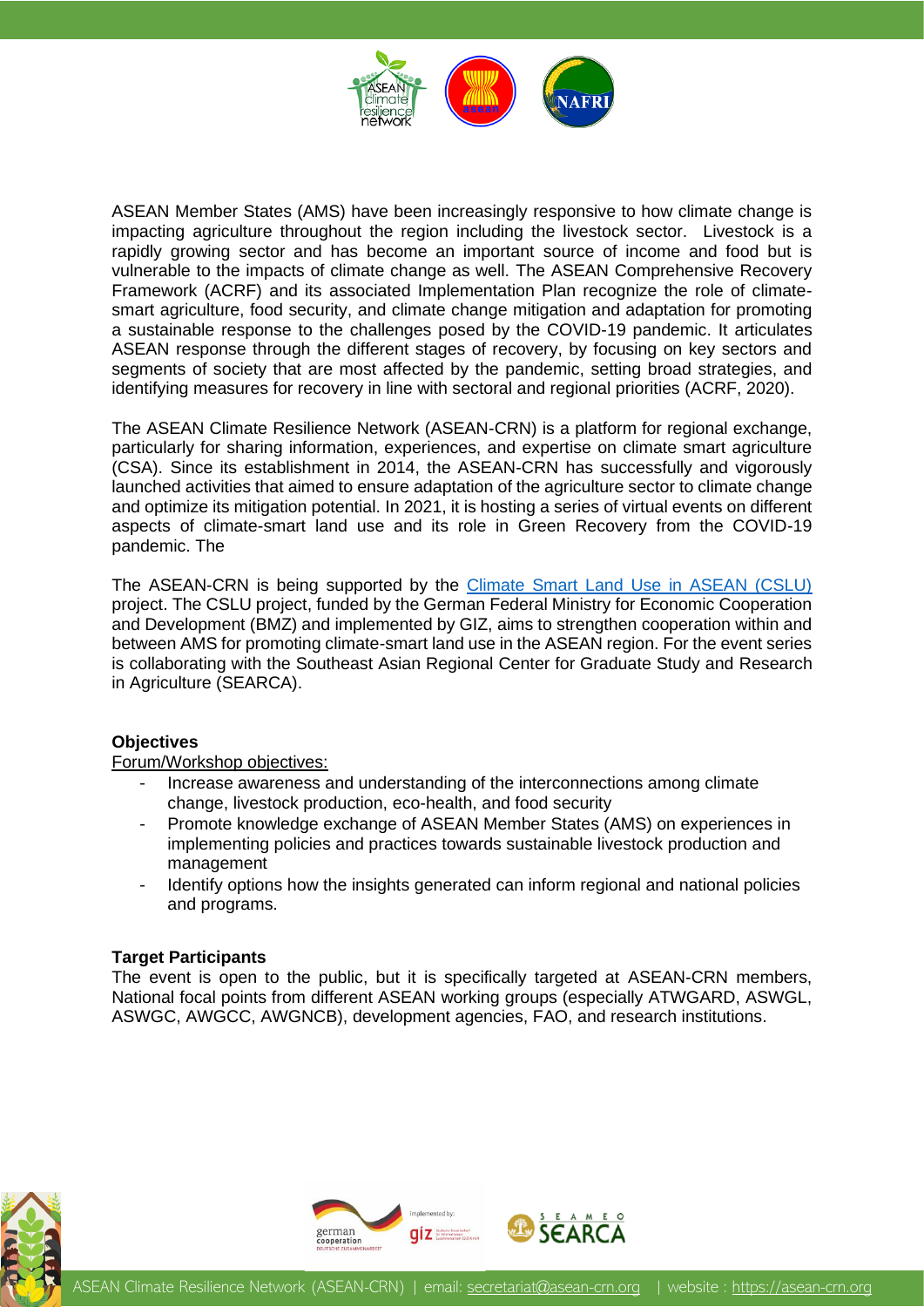ASEAN Member States (AMS) have been increasingly responsive to how climate change is impacting agriculture throughout the region including the livestock sector. Livestock is a rapidly growing sector and has become an important source of income and food but is vulnerable to the impacts of climate change as well. The ASEAN Comprehensive Recovery Framework (ACRF) and its associated Implementation Plan recognize the role of climate-smart agriculture, food security, and climate change mitigation and adaptation for promoting a sustainable response to the challenges posed by the COVID-19 pandemic. It articulates ASEAN response through the different stages of recovery, by focusing on key sectors and segments of society that are most affected by the pandemic, setting broad strategies, and identifying measures for recovery in line with sectoral and regional priorities (ACRF, 2020).

The ASEAN Climate Resilience Network (ASEAN-CRN) is a platform for regional exchange, particularly for sharing information, experiences, and expertise on climate smart agriculture (CSA). Since its establishment in 2014, the ASEAN-CRN has successfully and vigorously launched activities that aimed to ensure adaptation of the agriculture sector to climate change and optimize its mitigation potential. In 2021, it is hosting a series of virtual events on different aspects of climate-smart land use and its role in Green Recovery from the COVID-19 pandemic. The

The ASEAN-CRN is being supported by the [Climate Smart Land Use in ASEAN (CSLU)](#) project. The CSLU project, funded by the German Federal Ministry for Economic Cooperation and Development (BMZ) and implemented by GIZ, aims to strengthen cooperation within and between AMS for promoting climate-smart land use in the ASEAN region. For the event series is collaborating with the Southeast Asian Regional Center for Graduate Study and Research in Agriculture (SEARCA).

**Objectives**

Forum/Workshop objectives:

- Increase awareness and understanding of the interconnections among climate change, livestock production, eco-health, and food security
- Promote knowledge exchange of ASEAN Member States (AMS) on experiences in implementing policies and practices towards sustainable livestock production and management
- Identify options how the insights generated can inform regional and national policies and programs.

**Target Participants**

The event is open to the public, but it is specifically targeted at ASEAN-CRN members, National focal points from different ASEAN working groups (especially ATWGARD, ASWGL, ASWGC, AWGCC, AWGNCB), development agencies, FAO, and research institutions.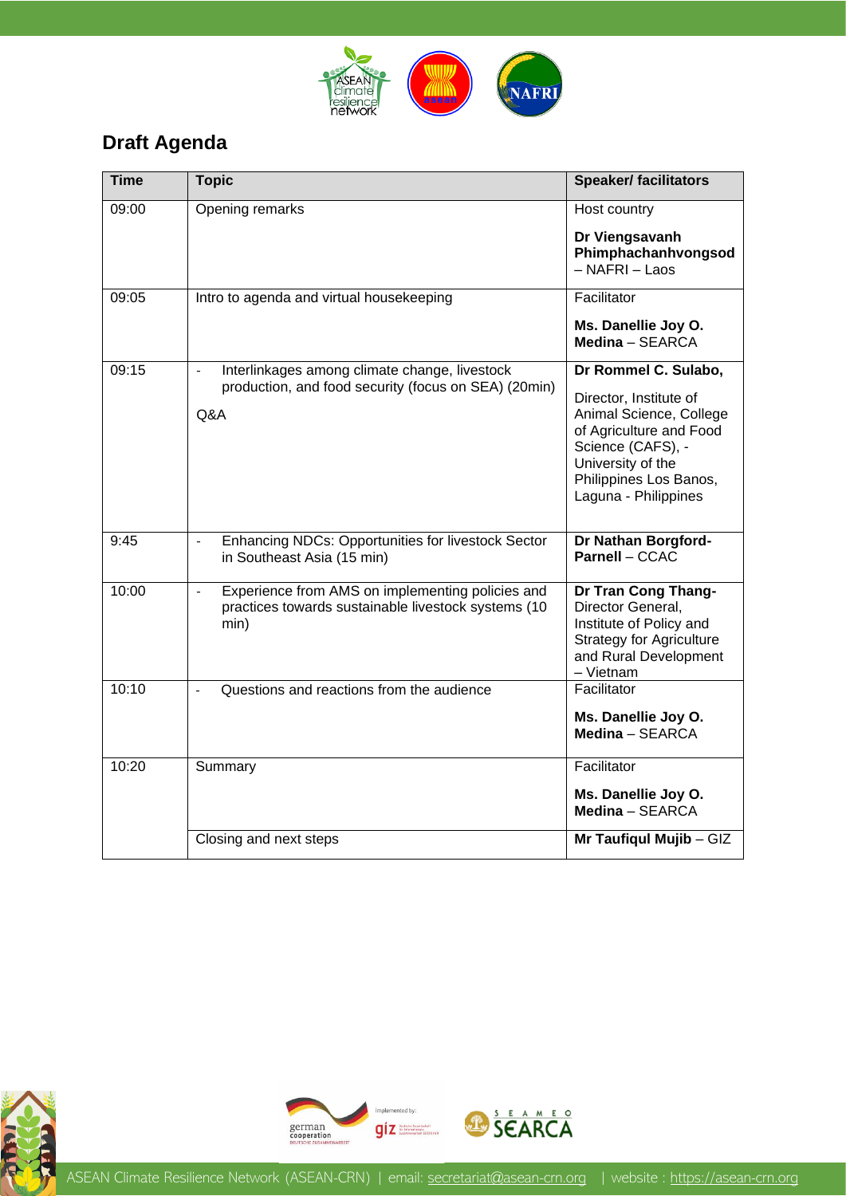## Draft Agenda

| Time | Topic | Speaker/ facilitators |
|---|---|---|
| 09:00 | Opening remarks | Host country<br><br>**Dr Viengsavanh Phimphachanhvongsod** – NAFRI – Laos |
| 09:05 | Intro to agenda and virtual housekeeping | Facilitator<br><br>**Ms. Danellie Joy O. Medina** – SEARCA |
| 09:15 | - Interlinkages among climate change, livestock production, and food security (focus on SEA) (20min)<br><br>Q&A | **Dr Rommel C. Sulabo,**<br><br>Director, Institute of Animal Science, College of Agriculture and Food Science (CAFS), - University of the Philippines Los Banos, Laguna - Philippines |
| 9:45 | - Enhancing NDCs: Opportunities for livestock Sector in Southeast Asia (15 min) | **Dr Nathan Borgford-Parnell** – CCAC |
| 10:00 | - Experience from AMS on implementing policies and practices towards sustainable livestock systems (10 min) | **Dr Tran Cong Thang**- Director General, Institute of Policy and Strategy for Agriculture and Rural Development – Vietnam |
| 10:10 | - Questions and reactions from the audience | Facilitator<br><br>**Ms. Danellie Joy O. Medina** – SEARCA |
| 10:20 | Summary | Facilitator<br><br>**Ms. Danellie Joy O. Medina** – SEARCA |
| | Closing and next steps | **Mr Taufiqul Mujib** – GIZ |